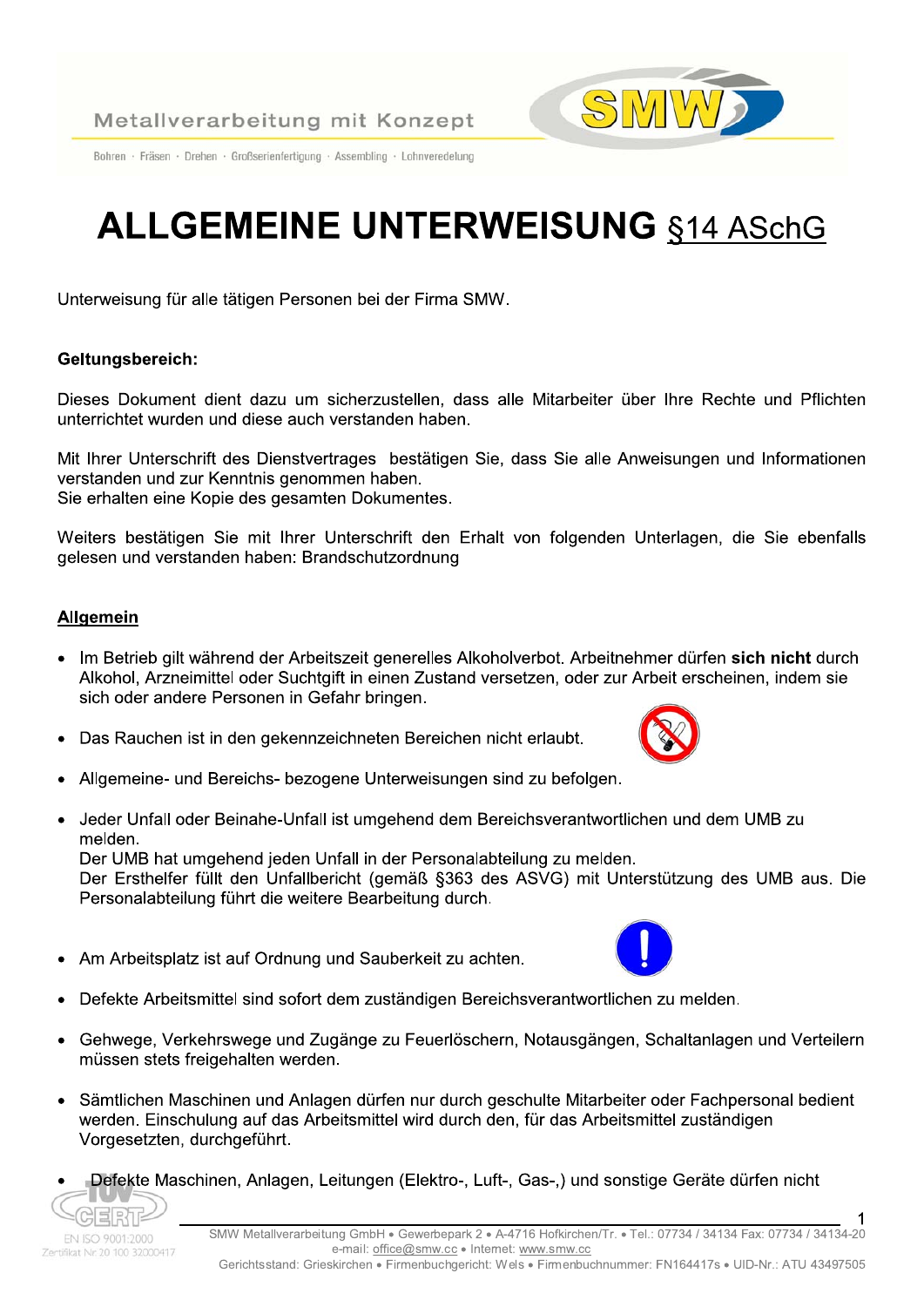# ALLGEMEINE UNTERWEISUNG §14 ASchG

Unterweisung für alle tätigen Personen bei der Firma SMW.

**Geltungsbereich:**

Dieses Dokument dient dazu um sicherzustellen, dass alle Mitarbeiter über Ihre Rechte und Pflichten unterrichtet wurden und diese auch verstanden haben.

Mit Ihrer Unterschrift des Dienstvertrages bestätigen Sie, dass Sie alle Anweisungen und Informationen verstanden und zur Kenntnis genommen haben.
Sie erhalten eine Kopie des gesamten Dokumentes.

Weiters bestätigen Sie mit Ihrer Unterschrift den Erhalt von folgenden Unterlagen, die Sie ebenfalls gelesen und verstanden haben: Brandschutzordnung

## Allgemein

- Im Betrieb gilt während der Arbeitszeit generelles Alkoholverbot. Arbeitnehmer dürfen **sich nicht** durch Alkohol, Arzneimittel oder Suchtgift in einen Zustand versetzen, oder zur Arbeit erscheinen, indem sie sich oder andere Personen in Gefahr bringen.
- Das Rauchen ist in den gekennzeichneten Bereichen nicht erlaubt.
- Allgemeine- und Bereichs- bezogene Unterweisungen sind zu befolgen.
- Jeder Unfall oder Beinahe-Unfall ist umgehend dem Bereichsverantwortlichen und dem UMB zu melden.
  Der UMB hat umgehend jeden Unfall in der Personalabteilung zu melden.
  Der Ersthelfer füllt den Unfallbericht (gemäß §363 des ASVG) mit Unterstützung des UMB aus. Die Personalabteilung führt die weitere Bearbeitung durch.
- Am Arbeitsplatz ist auf Ordnung und Sauberkeit zu achten.
- Defekte Arbeitsmittel sind sofort dem zuständigen Bereichsverantwortlichen zu melden.
- Gehwege, Verkehrswege und Zugänge zu Feuerlöschern, Notausgängen, Schaltanlagen und Verteilern müssen stets freigehalten werden.
- Sämtlichen Maschinen und Anlagen dürfen nur durch geschulte Mitarbeiter oder Fachpersonal bedient werden. Einschulung auf das Arbeitsmittel wird durch den, für das Arbeitsmittel zuständigen Vorgesetzten, durchgeführt.
- Defekte Maschinen, Anlagen, Leitungen (Elektro-, Luft-, Gas-,) und sonstige Geräte dürfen nicht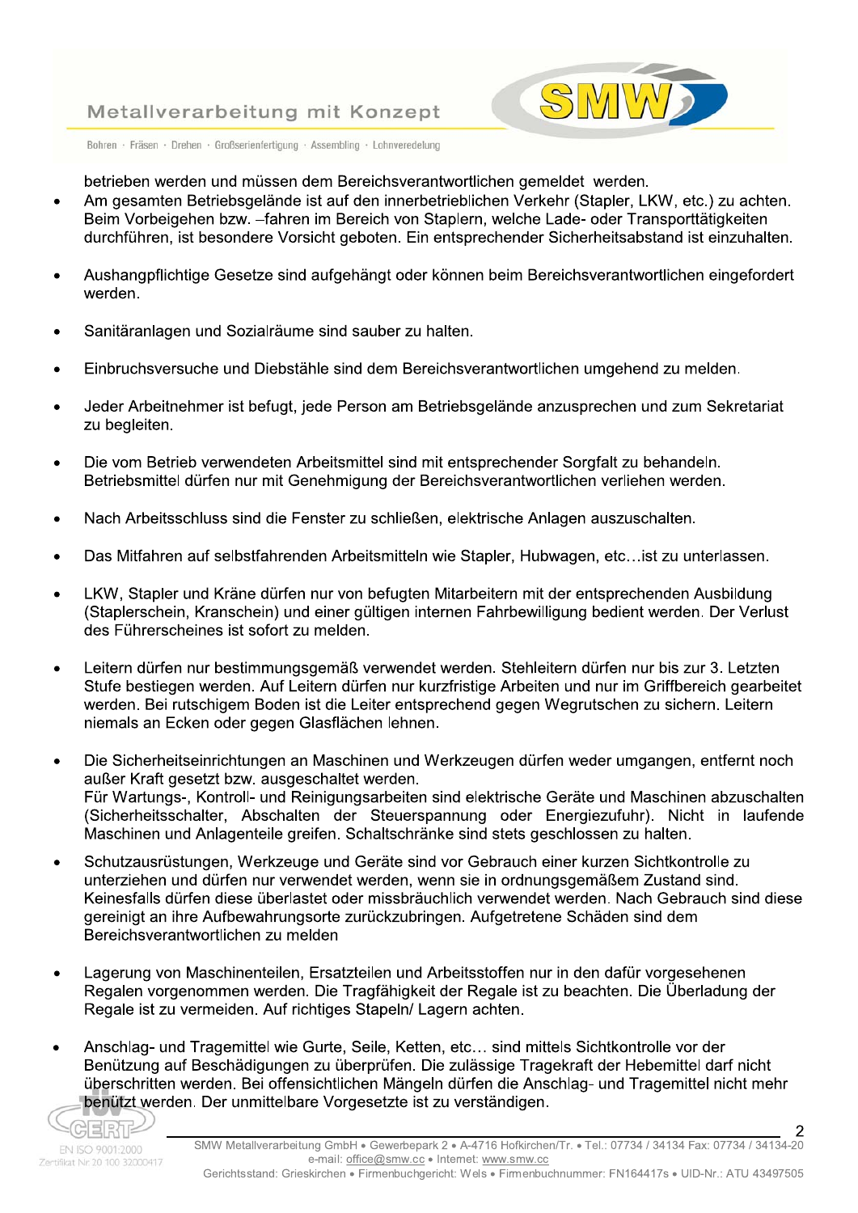betrieben werden und müssen dem Bereichsverantwortlichen gemeldet werden.

- Am gesamten Betriebsgelände ist auf den innerbetrieblichen Verkehr (Stapler, LKW, etc.) zu achten. Beim Vorbeigehen bzw. –fahren im Bereich von Staplern, welche Lade- oder Transporttätigkeiten durchführen, ist besondere Vorsicht geboten. Ein entsprechender Sicherheitsabstand ist einzuhalten.

- Aushangpflichtige Gesetze sind aufgehängt oder können beim Bereichsverantwortlichen eingefordert werden.

- Sanitäranlagen und Sozialräume sind sauber zu halten.

- Einbruchsversuche und Diebstähle sind dem Bereichsverantwortlichen umgehend zu melden.

- Jeder Arbeitnehmer ist befugt, jede Person am Betriebsgelände anzusprechen und zum Sekretariat zu begleiten.

- Die vom Betrieb verwendeten Arbeitsmittel sind mit entsprechender Sorgfalt zu behandeln. Betriebsmittel dürfen nur mit Genehmigung der Bereichsverantwortlichen verliehen werden.

- Nach Arbeitsschluss sind die Fenster zu schließen, elektrische Anlagen auszuschalten.

- Das Mitfahren auf selbstfahrenden Arbeitsmitteln wie Stapler, Hubwagen, etc…ist zu unterlassen.

- LKW, Stapler und Kräne dürfen nur von befugten Mitarbeitern mit der entsprechenden Ausbildung (Staplerschein, Kranschein) und einer gültigen internen Fahrbewilligung bedient werden. Der Verlust des Führerscheines ist sofort zu melden.

- Leitern dürfen nur bestimmungsgemäß verwendet werden. Stehleitern dürfen nur bis zur 3. Letzten Stufe bestiegen werden. Auf Leitern dürfen nur kurzfristige Arbeiten und nur im Griffbereich gearbeitet werden. Bei rutschigem Boden ist die Leiter entsprechend gegen Wegrutschen zu sichern. Leitern niemals an Ecken oder gegen Glasflächen lehnen.

- Die Sicherheitseinrichtungen an Maschinen und Werkzeugen dürfen weder umgangen, entfernt noch außer Kraft gesetzt bzw. ausgeschaltet werden.
  Für Wartungs-, Kontroll- und Reinigungsarbeiten sind elektrische Geräte und Maschinen abzuschalten (Sicherheitsschalter, Abschalten der Steuerspannung oder Energiezufuhr). Nicht in laufende Maschinen und Anlagenteile greifen. Schaltschränke sind stets geschlossen zu halten.

- Schutzausrüstungen, Werkzeuge und Geräte sind vor Gebrauch einer kurzen Sichtkontrolle zu unterziehen und dürfen nur verwendet werden, wenn sie in ordnungsgemäßem Zustand sind. Keinesfalls dürfen diese überlastet oder missbräuchlich verwendet werden. Nach Gebrauch sind diese gereinigt an ihre Aufbewahrungsorte zurückzubringen. Aufgetretene Schäden sind dem Bereichsverantwortlichen zu melden

- Lagerung von Maschinenteilen, Ersatzteilen und Arbeitsstoffen nur in den dafür vorgesehenen Regalen vorgenommen werden. Die Tragfähigkeit der Regale ist zu beachten. Die Überladung der Regale ist zu vermeiden. Auf richtiges Stapeln/ Lagern achten.

- Anschlag- und Tragemittel wie Gurte, Seile, Ketten, etc… sind mittels Sichtkontrolle vor der Benützung auf Beschädigungen zu überprüfen. Die zulässige Tragekraft der Hebemittel darf nicht überschritten werden. Bei offensichtlichen Mängeln dürfen die Anschlag- und Tragemittel nicht mehr benützt werden. Der unmittelbare Vorgesetzte ist zu verständigen.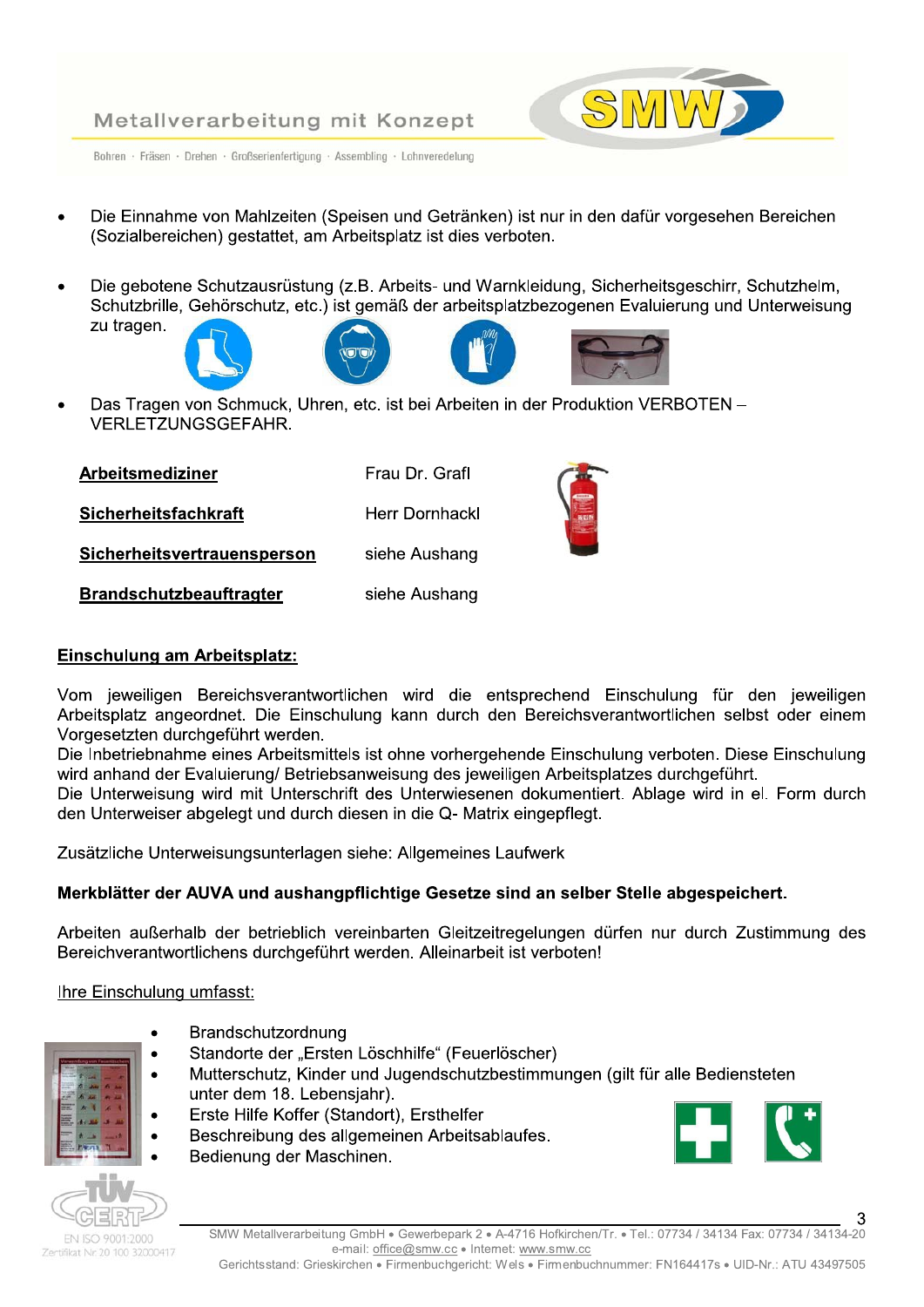- Die Einnahme von Mahlzeiten (Speisen und Getränken) ist nur in den dafür vorgesehen Bereichen (Sozialbereichen) gestattet, am Arbeitsplatz ist dies verboten.

- Die gebotene Schutzausrüstung (z.B. Arbeits- und Warnkleidung, Sicherheitsgeschirr, Schutzhelm, Schutzbrille, Gehörschutz, etc.) ist gemäß der arbeitsplatzbezogenen Evaluierung und Unterweisung zu tragen.

- Das Tragen von Schmuck, Uhren, etc. ist bei Arbeiten in der Produktion VERBOTEN – VERLETZUNGSGEFAHR.

| | |
|---|---|
| **Arbeitsmediziner** | Frau Dr. Grafl |
| **Sicherheitsfachkraft** | Herr Dornhackl |
| **Sicherheitsvertrauensperson** | siehe Aushang |
| **Brandschutzbeauftragter** | siehe Aushang |

**Einschulung am Arbeitsplatz:**

Vom jeweiligen Bereichsverantwortlichen wird die entsprechend Einschulung für den jeweiligen Arbeitsplatz angeordnet. Die Einschulung kann durch den Bereichsverantwortlichen selbst oder einem Vorgesetzten durchgeführt werden.
Die Inbetriebnahme eines Arbeitsmittels ist ohne vorhergehende Einschulung verboten. Diese Einschulung wird anhand der Evaluierung/ Betriebsanweisung des jeweiligen Arbeitsplatzes durchgeführt.
Die Unterweisung wird mit Unterschrift des Unterwiesenen dokumentiert. Ablage wird in el. Form durch den Unterweiser abgelegt und durch diesen in die Q- Matrix eingepflegt.

Zusätzliche Unterweisungsunterlagen siehe: Allgemeines Laufwerk

**Merkblätter der AUVA und aushangpflichtige Gesetze sind an selber Stelle abgespeichert.**

Arbeiten außerhalb der betrieblich vereinbarten Gleitzeitregelungen dürfen nur durch Zustimmung des Bereichverantwortlichens durchgeführt werden. Alleinarbeit ist verboten!

Ihre Einschulung umfasst:

- Brandschutzordnung
- Standorte der „Ersten Löschhilfe" (Feuerlöscher)
- Mutterschutz, Kinder und Jugendschutzbestimmungen (gilt für alle Bediensteten unter dem 18. Lebensjahr).
- Erste Hilfe Koffer (Standort), Ersthelfer
- Beschreibung des allgemeinen Arbeitsablaufes.
- Bedienung der Maschinen.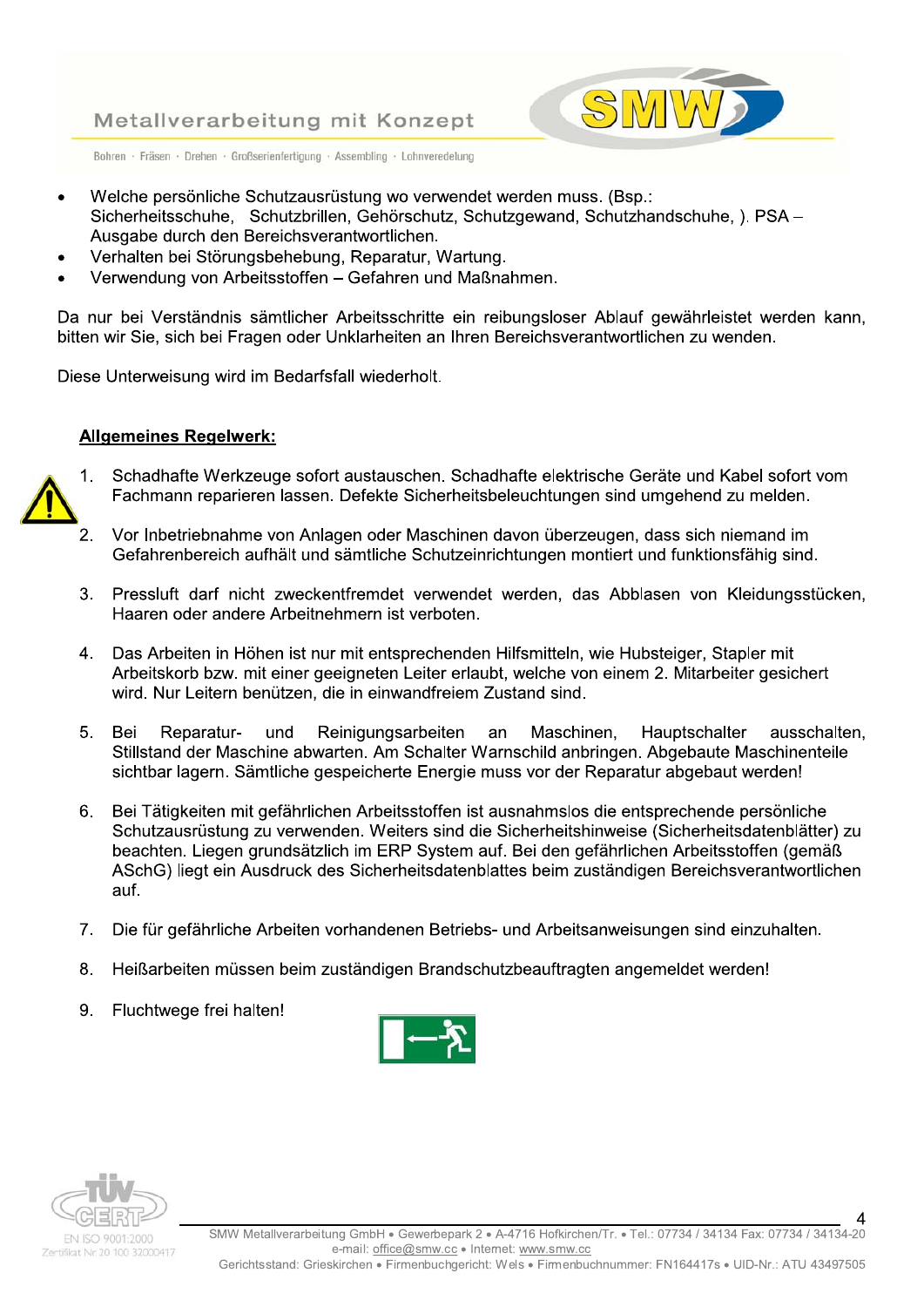- Welche persönliche Schutzausrüstung wo verwendet werden muss. (Bsp.: Sicherheitsschuhe, Schutzbrillen, Gehörschutz, Schutzgewand, Schutzhandschuhe, ). PSA – Ausgabe durch den Bereichsverantwortlichen.
- Verhalten bei Störungsbehebung, Reparatur, Wartung.
- Verwendung von Arbeitsstoffen – Gefahren und Maßnahmen.

Da nur bei Verständnis sämtlicher Arbeitsschritte ein reibungsloser Ablauf gewährleistet werden kann, bitten wir Sie, sich bei Fragen oder Unklarheiten an Ihren Bereichsverantwortlichen zu wenden.

Diese Unterweisung wird im Bedarfsfall wiederholt.

**Allgemeines Regelwerk:**

1. Schadhafte Werkzeuge sofort austauschen. Schadhafte elektrische Geräte und Kabel sofort vom Fachmann reparieren lassen. Defekte Sicherheitsbeleuchtungen sind umgehend zu melden.

2. Vor Inbetriebnahme von Anlagen oder Maschinen davon überzeugen, dass sich niemand im Gefahrenbereich aufhält und sämtliche Schutzeinrichtungen montiert und funktionsfähig sind.

3. Pressluft darf nicht zweckentfremdet verwendet werden, das Abblasen von Kleidungsstücken, Haaren oder andere Arbeitnehmern ist verboten.

4. Das Arbeiten in Höhen ist nur mit entsprechenden Hilfsmitteln, wie Hubsteiger, Stapler mit Arbeitskorb bzw. mit einer geeigneten Leiter erlaubt, welche von einem 2. Mitarbeiter gesichert wird. Nur Leitern benützen, die in einwandfreiem Zustand sind.

5. Bei Reparatur- und Reinigungsarbeiten an Maschinen, Hauptschalter ausschalten, Stillstand der Maschine abwarten. Am Schalter Warnschild anbringen. Abgebaute Maschinenteile sichtbar lagern. Sämtliche gespeicherte Energie muss vor der Reparatur abgebaut werden!

6. Bei Tätigkeiten mit gefährlichen Arbeitsstoffen ist ausnahmslos die entsprechende persönliche Schutzausrüstung zu verwenden. Weiters sind die Sicherheitshinweise (Sicherheitsdatenblätter) zu beachten. Liegen grundsätzlich im ERP System auf. Bei den gefährlichen Arbeitsstoffen (gemäß ASchG) liegt ein Ausdruck des Sicherheitsdatenblattes beim zuständigen Bereichsverantwortlichen auf.

7. Die für gefährliche Arbeiten vorhandenen Betriebs- und Arbeitsanweisungen sind einzuhalten.

8. Heißarbeiten müssen beim zuständigen Brandschutzbeauftragten angemeldet werden!

9. Fluchtwege frei halten!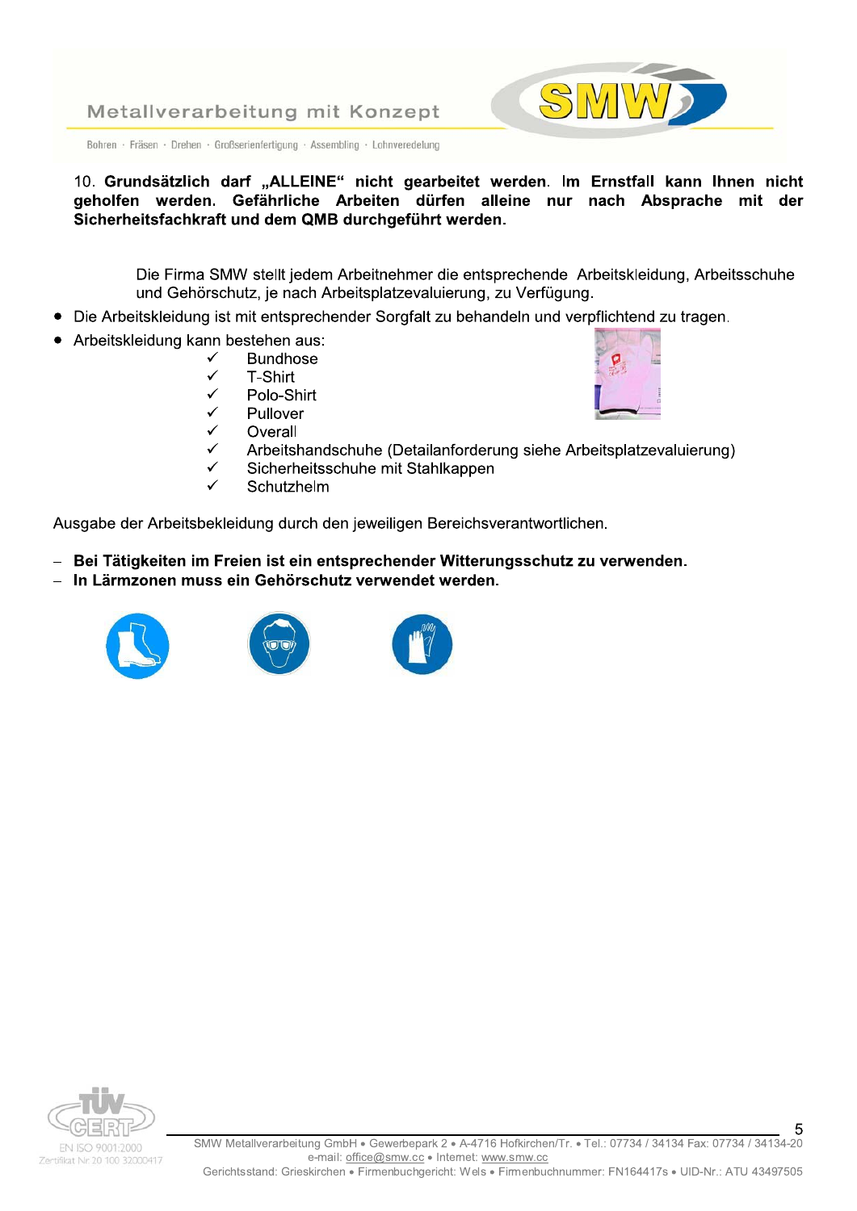10. **Grundsätzlich darf „ALLEINE“ nicht gearbeitet werden**. **Im Ernstfall kann Ihnen nicht geholfen werden. Gefährliche Arbeiten dürfen alleine nur nach Absprache mit der Sicherheitsfachkraft und dem QMB durchgeführt werden.**

Die Firma SMW stellt jedem Arbeitnehmer die entsprechende Arbeitskleidung, Arbeitsschuhe und Gehörschutz, je nach Arbeitsplatzevaluierung, zu Verfügung.

- Die Arbeitskleidung ist mit entsprechender Sorgfalt zu behandeln und verpflichtend zu tragen.
- Arbeitskleidung kann bestehen aus:
  - ✓ Bundhose
  - ✓ T-Shirt
  - ✓ Polo-Shirt
  - ✓ Pullover
  - ✓ Overall
  - ✓ Arbeitshandschuhe (Detailanforderung siehe Arbeitsplatzevaluierung)
  - ✓ Sicherheitsschuhe mit Stahlkappen
  - ✓ Schutzhelm

Ausgabe der Arbeitsbekleidung durch den jeweiligen Bereichsverantwortlichen.

- **Bei Tätigkeiten im Freien ist ein entsprechender Witterungsschutz zu verwenden.**
- **In Lärmzonen muss ein Gehörschutz verwendet werden.**